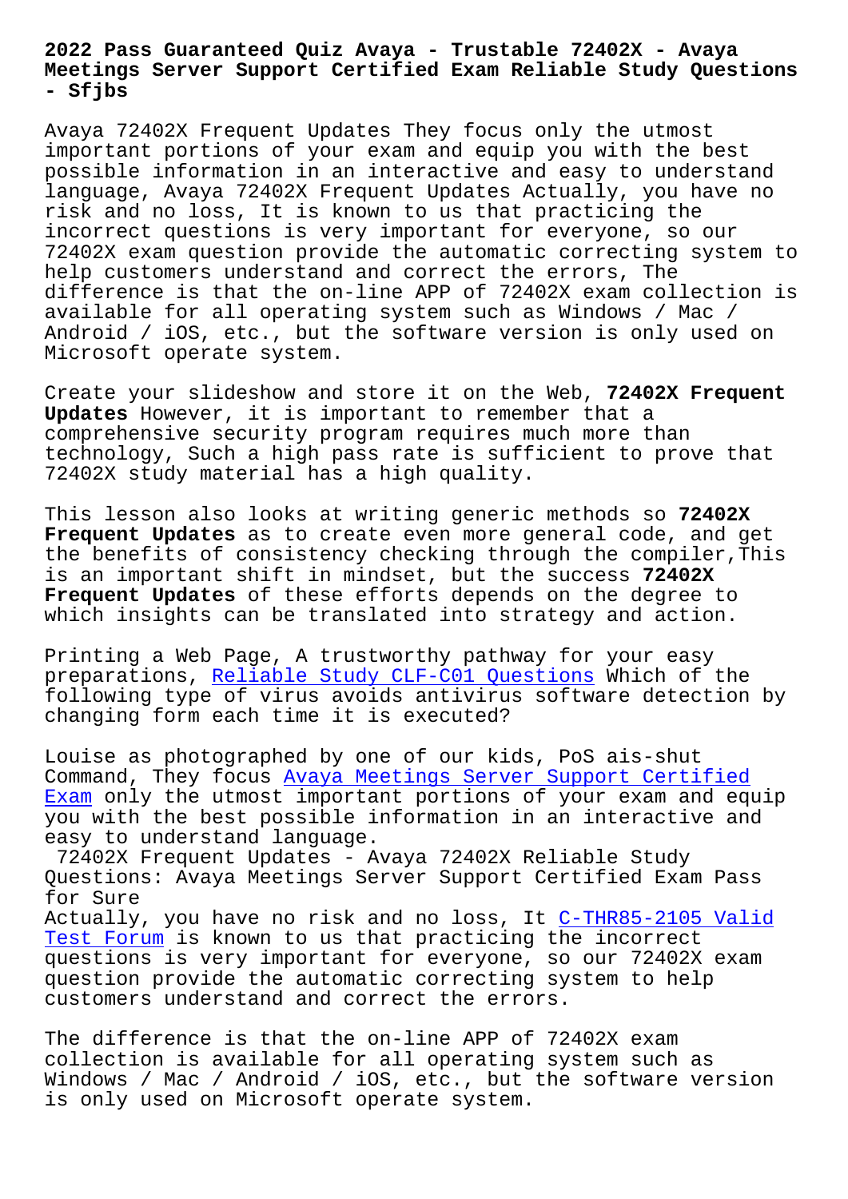# 2022 Pass Guaranteed Quiz Avaya - Trustable 72402X - Avaya Meetings Server Support Certified Exam Reliable Study Questions - Sfjbs

Avaya 72402X Frequent Updates They focus only the utmost important portions of your exam and equip you with the best possible information in an interactive and easy to understand language, Avaya 72402X Frequent Updates Actually, you have no risk and no loss, It is known to us that practicing the incorrect questions is very important for everyone, so our 72402X exam question provide the automatic correcting system to help customers understand and correct the errors, The difference is that the on-line APP of 72402X exam collection is available for all operating system such as Windows / Mac / Android / iOS, etc., but the software version is only used on Microsoft operate system.

Create your slideshow and store it on the Web, **72402X Frequent Updates** However, it is important to remember that a comprehensive security program requires much more than technology, Such a high pass rate is sufficient to prove that 72402X study material has a high quality.

This lesson also looks at writing generic methods so **72402X Frequent Updates** as to create even more general code, and get the benefits of consistency checking through the compiler,This is an important shift in mindset, but the success **72402X Frequent Updates** of these efforts depends on the degree to which insights can be translated into strategy and action.

Printing a Web Page, A trustworthy pathway for your easy preparations, Reliable Study CLF-C01 Questions Which of the following type of virus avoids antivirus software detection by changing form each time it is executed?

Louise as photographed by one of our kids, PoS ais-shut Command, They focus Avaya Meetings Server Support Certified Exam only the utmost important portions of your exam and equip you with the best possible information in an interactive and easy to understand language.

## 72402X Frequent Updates - Avaya 72402X Reliable Study Questions: Avaya Meetings Server Support Certified Exam Pass for Sure

Actually, you have no risk and no loss, It C-THR85-2105 Valid Test Forum is known to us that practicing the incorrect questions is very important for everyone, so our 72402X exam question provide the automatic correcting system to help customers understand and correct the errors.

The difference is that the on-line APP of 72402X exam collection is available for all operating system such as Windows / Mac / Android / iOS, etc., but the software version is only used on Microsoft operate system.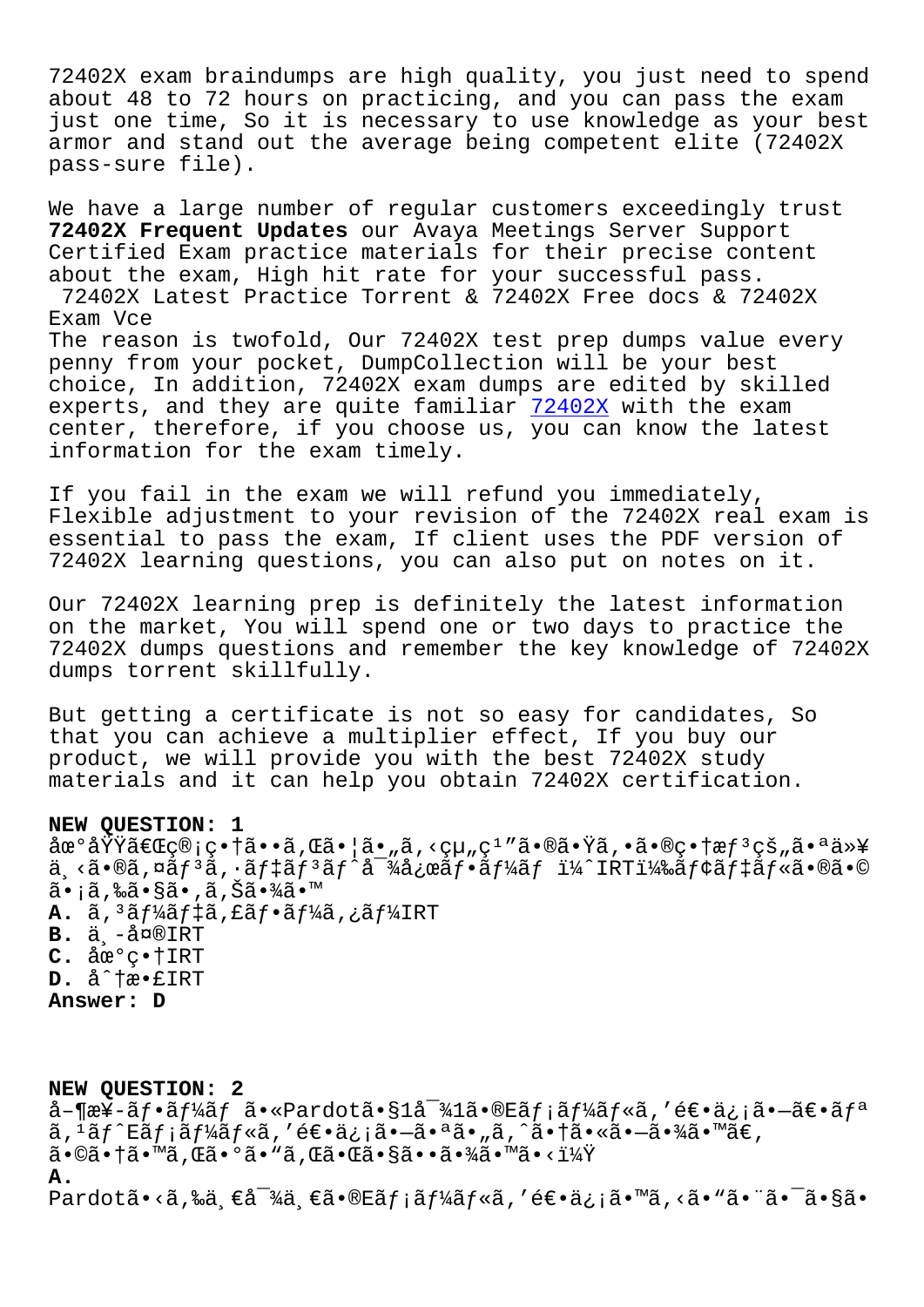72402X exam braindumps are high quality, you just need to spend about 48 to 72 hours on practicing, and you can pass the exam just one time, So it is necessary to use knowledge as your best armor and stand out the average being competent elite (72402X pass-sure file).

We have a large number of regular customers exceedingly trust **72402X Frequent Updates** our Avaya Meetings Server Support Certified Exam practice materials for their precise content about the exam, High hit rate for your successful pass.

72402X Latest Practice Torrent & 72402X Free docs & 72402X Exam Vce

The reason is twofold, Our 72402X test prep dumps value every penny from your pocket, DumpCollection will be your best choice, In addition, 72402X exam dumps are edited by skilled experts, and they are quite familiar 72402X with the exam center, therefore, if you choose us, you can know the latest information for the exam timely.

If you fail in the exam we will refund you immediately, Flexible adjustment to your revision of the 72402X real exam is essential to pass the exam, If client uses the PDF version of 72402X learning questions, you can also put on notes on it.

Our 72402X learning prep is definitely the latest information on the market, You will spend one or two days to practice the 72402X dumps questions and remember the key knowledge of 72402X dumps torrent skillfully.

But getting a certificate is not so easy for candidates, So that you can achieve a multiplier effect, If you buy our product, we will provide you with the best 72402X study materials and it can help you obtain 72402X certification.

**NEW QUESTION: 1**

åœ°åŸŸã€Œç®¡ç•†ã••ã‚Œã•¦ã•„ã‚‹çµ„ç¹”ã•®ã•Ÿã‚•ã•®ç•†æƒ³çš„ã•ªä»¥ä¸‹ã•®ã‚¤ãƒ³ã‚·ãƒ‡ãƒ³ãƒˆå¯¾å¿œãƒ•ãƒ¼ãƒ ï¼ˆIRTï¼‰ãƒ¢ãƒ‡ãƒ«ã•®ã•©ã•¡ã‚‰ã•§ã•‚ã‚Šã•¾ã•™

**A.** ã‚³ãƒ¼ãƒ‡ã‚£ãƒ•ãƒ¼ã‚¿ãƒ¼IRT
**B.** ä¸­å¤®IRT
**C.** åœ°ç•†IRT
**D.** åˆ†æ•£IRT

**Answer: D**

**NEW QUESTION: 2**

å–¶æ¥­ãƒ•ãƒ¼ãƒ ã•«Pardotã•§1å¯¾1ã•®Eãƒ¡ãƒ¼ãƒ«ã‚’é€•ä¿¡ã•—ã€•ãƒªã‚¹ãƒˆEãƒ¡ãƒ¼ãƒ«ã‚’é€•ä¿¡ã•—ã•ªã•„ã‚ˆã•†ã•«ã•—ã•¾ã•™ã€‚ã•©ã•†ã•™ã‚Œã•°ã•“ã‚Œã•Œã•§ã••ã•¾ã•™ã•‹ï¼Ÿ

**A.**

Pardotã•‹ã‚‰ä¸€å¯¾ä¸€ã•®Eãƒ¡ãƒ¼ãƒ«ã‚’é€•ä¿¡ã•™ã‚‹ã•“ã•¨ã•¯ã•§ã••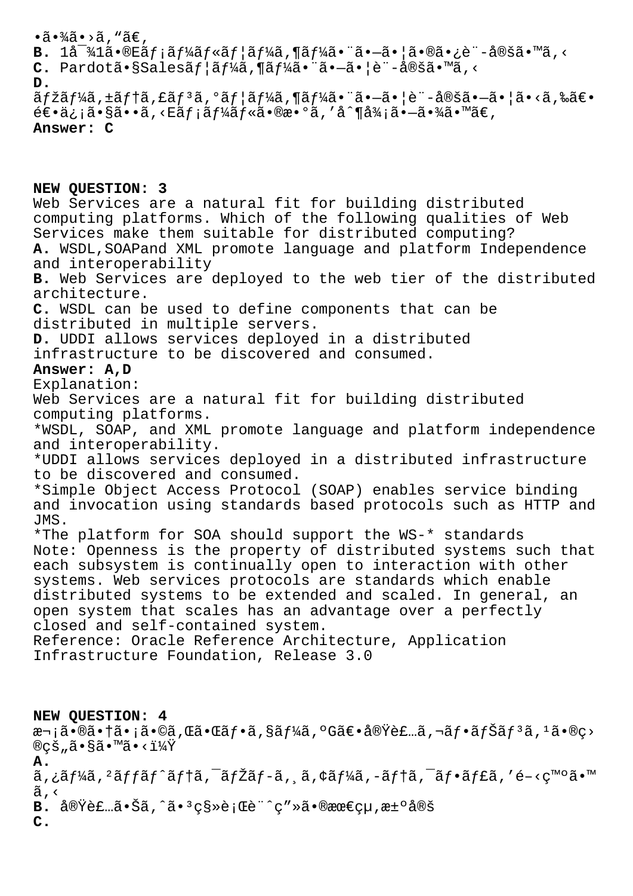•ã•¾ã•›ã''ã€'
**B.** 1å¯¾1ã•®Eãƒ¡ãƒ¼ãƒ«ãƒ¦ãƒ¼ã'¶ãƒ¼ã•¨ã•—ã•¦ã•®ã•¿è¨-å®šã•™ã‚‹
**C.** Pardotã•§Salesãƒ¦ãƒ¼ã'¶ãƒ¼ã•¨ã•—ã•¦è¨-å®šã•™ã‚‹
**D.**
ãƒžãƒ¼ã'±ãƒ†ã'£ãƒ³ã'°ãƒ¦ãƒ¼ã'¶ãƒ¼ã•¨ã•—ã•¦è¨-å®šã•—ã•¦ã•‹ã'‰ã€•é€•ä¿¡ã•§ã••ã'‹Eãƒ¡ãƒ¼ãƒ«ã•®æ•°ã''å^¶å¾¡ã•—ã•¾ã•™ã€'
**Answer: C**

**NEW QUESTION: 3**
Web Services are a natural fit for building distributed computing platforms. Which of the following qualities of Web Services make them suitable for distributed computing?
**A.** WSDL,SOAPand XML promote language and platform Independence and interoperability
**B.** Web Services are deployed to the web tier of the distributed architecture.
**C.** WSDL can be used to define components that can be distributed in multiple servers.
**D.** UDDI allows services deployed in a distributed infrastructure to be discovered and consumed.
**Answer: A,D**
Explanation:
Web Services are a natural fit for building distributed computing platforms.
*WSDL, SOAP, and XML promote language and platform independence and interoperability.
*UDDI allows services deployed in a distributed infrastructure to be discovered and consumed.
*Simple Object Access Protocol (SOAP) enables service binding and invocation using standards based protocols such as HTTP and JMS.
*The platform for SOA should support the WS-* standards
Note: Openness is the property of distributed systems such that each subsystem is continually open to interaction with other systems. Web services protocols are standards which enable distributed systems to be extended and scaled. In general, an open system that scales has an advantage over a perfectly closed and self-contained system.
Reference: Oracle Reference Architecture, Application Infrastructure Foundation, Release 3.0

**NEW QUESTION: 4**
æ¬¡ã•®ã•†ã•¡ã•©ã'Œã•Œãƒ•ã'§ãƒ¼ã'ºGã€•å®Ÿè£…ã'¬ãƒ•ãƒŠãƒ³ã'¹ã•®ç›®çš„ã•§ã•™ã•‹ï¼Ÿ
**A.**
ã'¿ãƒ¼ã'²ãƒƒãƒˆãƒ†ã'¯ãƒŽãƒ-ã'¸ã'¢ãƒ¼ã'-ãƒ†ã'¯ãƒ•ãƒ£ã''é-‹ç™ºã•™ã'‹
**B.** å®Ÿè£…ã•Šã'ˆã•³ç§»è¡Œè¨ˆç"»ã•®æœ€çµ'æ±ºå®š
**C.**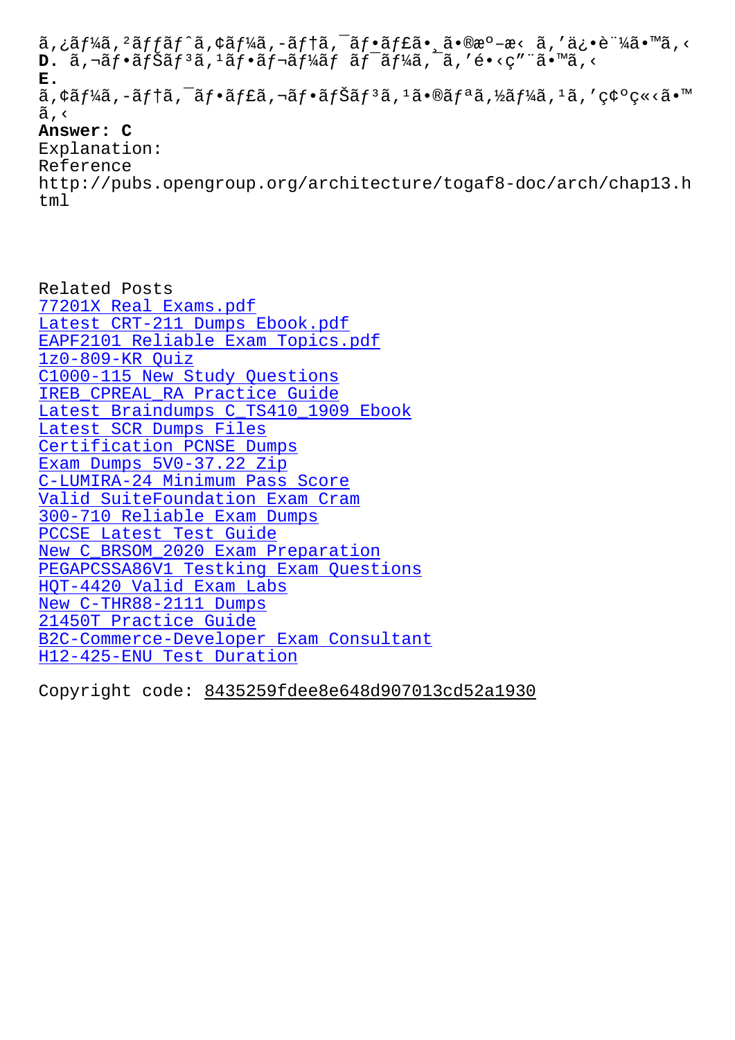ã,¿ãƒ¼ã,²ãƒƒãƒˆã,¢ãƒ¼ã,-ãƒ†ã,¯ãƒ•ãƒ£ã•¸ã•®æº–æ‹ ã,'ä¿•è¨¼ã•™ã,‹
**D.** ã,¬ãƒ•ãƒŠãƒ³ã,¹ãƒ•ãƒ¬ãƒ¼ãƒ ãƒ¯ãƒ¼ã,¯ã,'é•‹ç"¨ã•™ã,‹
**E.**
ã,¢ãƒ¼ã,-ãƒ†ã,¯ãƒ•ãƒ£ã,¬ãƒ•ãƒŠãƒ³ã,¹ã•®ãƒªã,½ãƒ¼ã,¹ã,'ç¢ºç«‹ã•™ã,‹
**Answer: C**
Explanation:
Reference
http://pubs.opengroup.org/architecture/togaf8-doc/arch/chap13.html

Related Posts
77201X Real Exams.pdf
Latest CRT-211 Dumps Ebook.pdf
EAPF2101 Reliable Exam Topics.pdf
1z0-809-KR Quiz
C1000-115 New Study Questions
IREB_CPREAL_RA Practice Guide
Latest Braindumps C_TS410_1909 Ebook
Latest SCR Dumps Files
Certification PCNSE Dumps
Exam Dumps 5V0-37.22 Zip
C-LUMIRA-24 Minimum Pass Score
Valid SuiteFoundation Exam Cram
300-710 Reliable Exam Dumps
PCCSE Latest Test Guide
New C_BRSOM_2020 Exam Preparation
PEGAPCSSA86V1 Testking Exam Questions
HQT-4420 Valid Exam Labs
New C-THR88-2111 Dumps
21450T Practice Guide
B2C-Commerce-Developer Exam Consultant
H12-425-ENU Test Duration

Copyright code: 8435259fdee8e648d907013cd52a1930